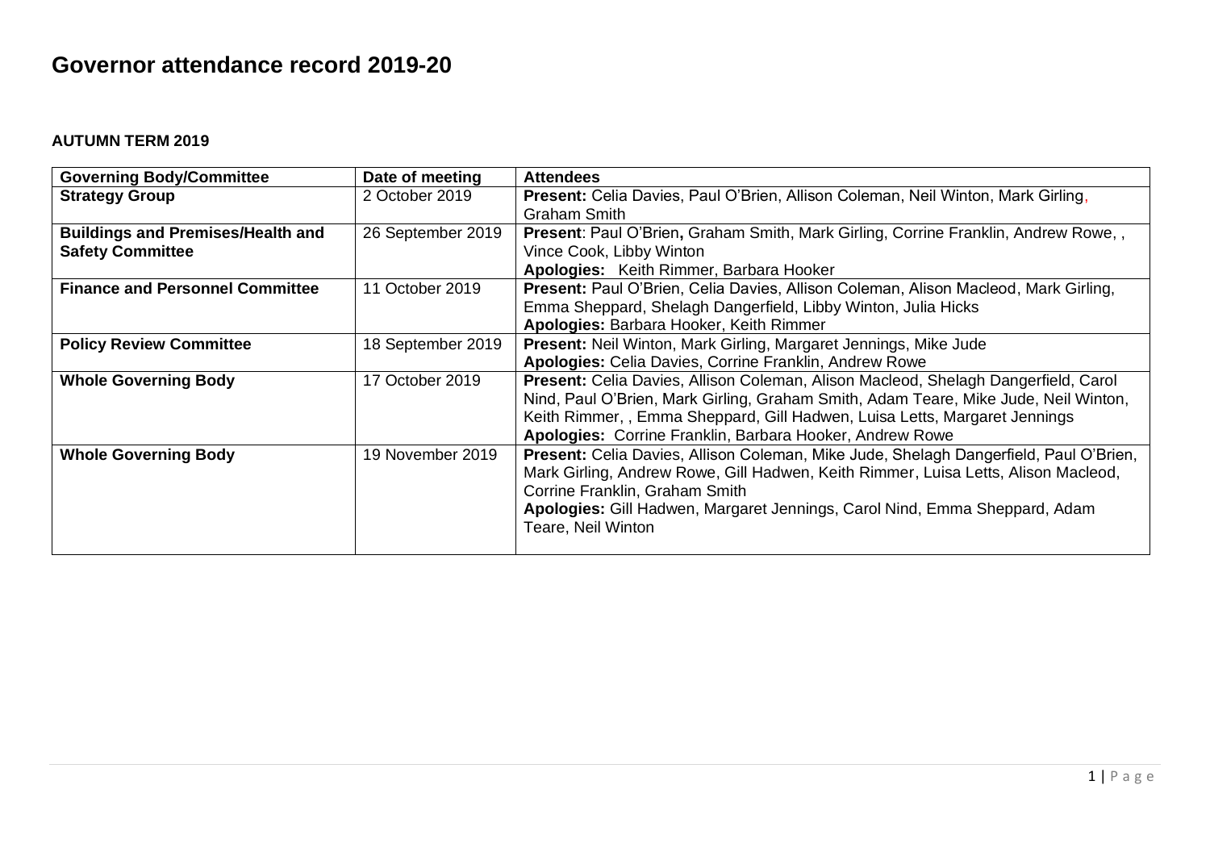# Governor attendance record 2019-20

**AUTUMN TERM 2019**

| Governing Body/Committee | Date of meeting | Attendees |
|---|---|---|
| **Strategy Group** | 2 October 2019 | **Present:** Celia Davies, Paul O'Brien, Allison Coleman, Neil Winton, Mark Girling, Graham Smith |
| **Buildings and Premises/Health and Safety Committee** | 26 September 2019 | **Present**: Paul O'Brien**,** Graham Smith, Mark Girling, Corrine Franklin, Andrew Rowe, , Vince Cook, Libby Winton<br>**Apologies:** Keith Rimmer, Barbara Hooker |
| **Finance and Personnel Committee** | 11 October 2019 | **Present:** Paul O'Brien, Celia Davies, Allison Coleman, Alison Macleod, Mark Girling, Emma Sheppard, Shelagh Dangerfield, Libby Winton, Julia Hicks<br>**Apologies:** Barbara Hooker, Keith Rimmer |
| **Policy Review Committee** | 18 September 2019 | **Present:** Neil Winton, Mark Girling, Margaret Jennings, Mike Jude<br>**Apologies:** Celia Davies, Corrine Franklin, Andrew Rowe |
| **Whole Governing Body** | 17 October 2019 | **Present:** Celia Davies, Allison Coleman, Alison Macleod, Shelagh Dangerfield, Carol Nind, Paul O'Brien, Mark Girling, Graham Smith, Adam Teare, Mike Jude, Neil Winton, Keith Rimmer, , Emma Sheppard, Gill Hadwen, Luisa Letts, Margaret Jennings<br>**Apologies:** Corrine Franklin, Barbara Hooker, Andrew Rowe |
| **Whole Governing Body** | 19 November 2019 | **Present:** Celia Davies, Allison Coleman, Mike Jude, Shelagh Dangerfield, Paul O'Brien, Mark Girling, Andrew Rowe, Gill Hadwen, Keith Rimmer, Luisa Letts, Alison Macleod, Corrine Franklin, Graham Smith<br>**Apologies:** Gill Hadwen, Margaret Jennings, Carol Nind, Emma Sheppard, Adam Teare, Neil Winton |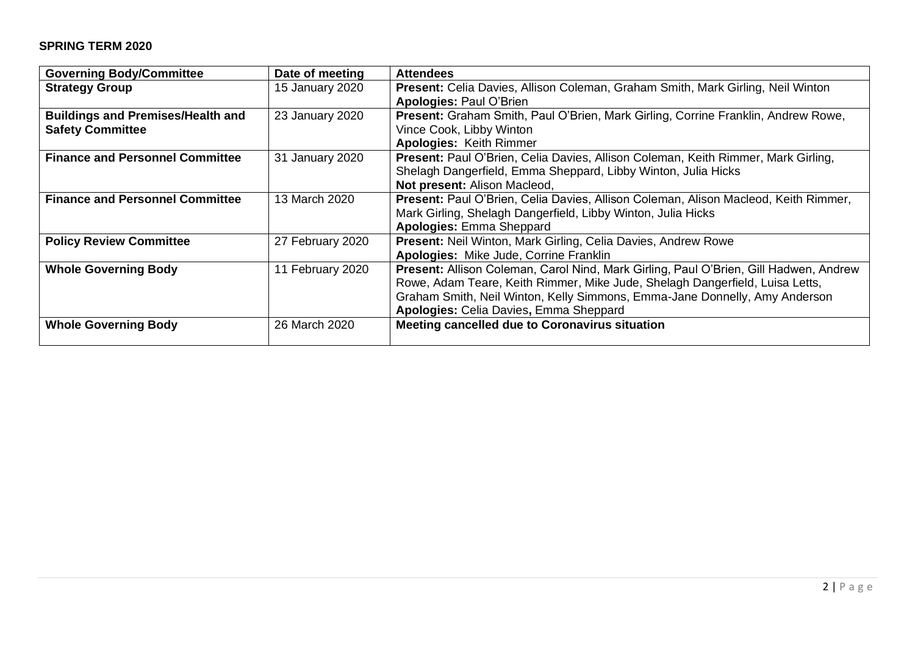**SPRING TERM 2020**

| Governing Body/Committee | Date of meeting | Attendees |
|---|---|---|
| **Strategy Group** | 15 January 2020 | **Present:** Celia Davies, Allison Coleman, Graham Smith, Mark Girling, Neil Winton<br>**Apologies:** Paul O'Brien |
| **Buildings and Premises/Health and Safety Committee** | 23 January 2020 | **Present:** Graham Smith, Paul O'Brien, Mark Girling, Corrine Franklin, Andrew Rowe, Vince Cook, Libby Winton<br>**Apologies:** Keith Rimmer |
| **Finance and Personnel Committee** | 31 January 2020 | **Present:** Paul O'Brien, Celia Davies, Allison Coleman, Keith Rimmer, Mark Girling, Shelagh Dangerfield, Emma Sheppard, Libby Winton, Julia Hicks<br>**Not present:** Alison Macleod, |
| **Finance and Personnel Committee** | 13 March 2020 | **Present:** Paul O'Brien, Celia Davies, Allison Coleman, Alison Macleod, Keith Rimmer, Mark Girling, Shelagh Dangerfield, Libby Winton, Julia Hicks<br>**Apologies:** Emma Sheppard |
| **Policy Review Committee** | 27 February 2020 | **Present:** Neil Winton, Mark Girling, Celia Davies, Andrew Rowe<br>**Apologies:** Mike Jude, Corrine Franklin |
| **Whole Governing Body** | 11 February 2020 | **Present:** Allison Coleman, Carol Nind, Mark Girling, Paul O'Brien, Gill Hadwen, Andrew Rowe, Adam Teare, Keith Rimmer, Mike Jude, Shelagh Dangerfield, Luisa Letts, Graham Smith, Neil Winton, Kelly Simmons, Emma-Jane Donnelly, Amy Anderson<br>**Apologies:** Celia Davies**,** Emma Sheppard |
| **Whole Governing Body** | 26 March 2020 | **Meeting cancelled due to Coronavirus situation** |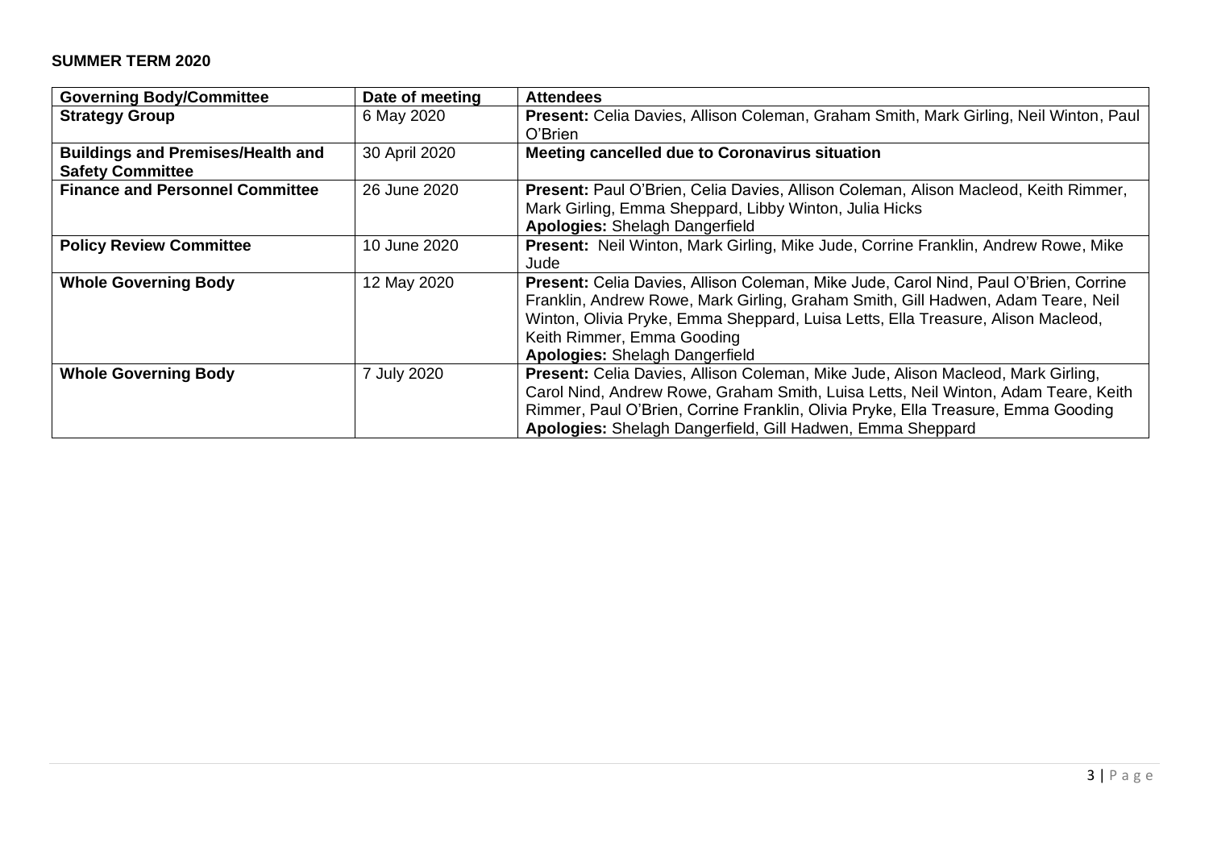**SUMMER TERM 2020**

| Governing Body/Committee | Date of meeting | Attendees |
|---|---|---|
| **Strategy Group** | 6 May 2020 | **Present:** Celia Davies, Allison Coleman, Graham Smith, Mark Girling, Neil Winton, Paul O'Brien |
| **Buildings and Premises/Health and Safety Committee** | 30 April 2020 | **Meeting cancelled due to Coronavirus situation** |
| **Finance and Personnel Committee** | 26 June 2020 | **Present:** Paul O'Brien, Celia Davies, Allison Coleman, Alison Macleod, Keith Rimmer, Mark Girling, Emma Sheppard, Libby Winton, Julia Hicks<br>**Apologies:** Shelagh Dangerfield |
| **Policy Review Committee** | 10 June 2020 | **Present:** Neil Winton, Mark Girling, Mike Jude, Corrine Franklin, Andrew Rowe, Mike Jude |
| **Whole Governing Body** | 12 May 2020 | **Present:** Celia Davies, Allison Coleman, Mike Jude, Carol Nind, Paul O'Brien, Corrine Franklin, Andrew Rowe, Mark Girling, Graham Smith, Gill Hadwen, Adam Teare, Neil Winton, Olivia Pryke, Emma Sheppard, Luisa Letts, Ella Treasure, Alison Macleod, Keith Rimmer, Emma Gooding<br>**Apologies:** Shelagh Dangerfield |
| **Whole Governing Body** | 7 July 2020 | **Present:** Celia Davies, Allison Coleman, Mike Jude, Alison Macleod, Mark Girling, Carol Nind, Andrew Rowe, Graham Smith, Luisa Letts, Neil Winton, Adam Teare, Keith Rimmer, Paul O'Brien, Corrine Franklin, Olivia Pryke, Ella Treasure, Emma Gooding<br>**Apologies:** Shelagh Dangerfield, Gill Hadwen, Emma Sheppard |